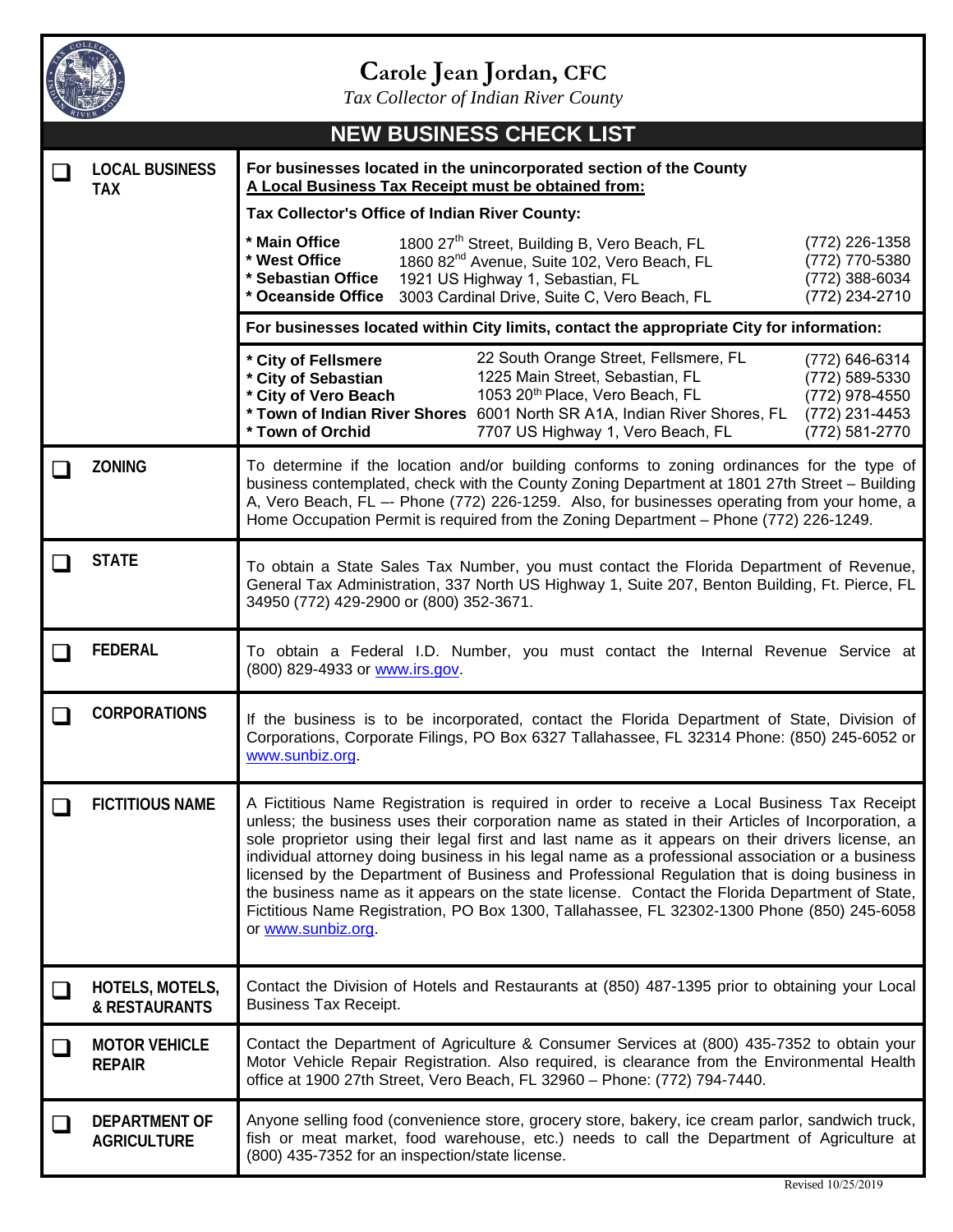# Carole Jean Jordan, CFC

*Tax Collector of Indian River County*

## NEW BUSINESS CHECK LIST

| | | |
|---|---|---|
| ☐ | **LOCAL BUSINESS TAX** | **For businesses located in the unincorporated section of the County** <br> **A Local Business Tax Receipt must be obtained from:** <br><br> **Tax Collector's Office of Indian River County:** <br><br> **\* Main Office** 1800 27th Street, Building B, Vero Beach, FL (772) 226-1358 <br> **\* West Office** 1860 82nd Avenue, Suite 102, Vero Beach, FL (772) 770-5380 <br> **\* Sebastian Office** 1921 US Highway 1, Sebastian, FL (772) 388-6034 <br> **\* Oceanside Office** 3003 Cardinal Drive, Suite C, Vero Beach, FL (772) 234-2710 <br><br> **For businesses located within City limits, contact the appropriate City for information:** <br><br> **\* City of Fellsmere** 22 South Orange Street, Fellsmere, FL (772) 646-6314 <br> **\* City of Sebastian** 1225 Main Street, Sebastian, FL (772) 589-5330 <br> **\* City of Vero Beach** 1053 20th Place, Vero Beach, FL (772) 978-4550 <br> **\* Town of Indian River Shores** 6001 North SR A1A, Indian River Shores, FL (772) 231-4453 <br> **\* Town of Orchid** 7707 US Highway 1, Vero Beach, FL (772) 581-2770 |
| ☐ | **ZONING** | To determine if the location and/or building conforms to zoning ordinances for the type of business contemplated, check with the County Zoning Department at 1801 27th Street – Building A, Vero Beach, FL –- Phone (772) 226-1259. Also, for businesses operating from your home, a Home Occupation Permit is required from the Zoning Department – Phone (772) 226-1249. |
| ☐ | **STATE** | To obtain a State Sales Tax Number, you must contact the Florida Department of Revenue, General Tax Administration, 337 North US Highway 1, Suite 207, Benton Building, Ft. Pierce, FL 34950 (772) 429-2900 or (800) 352-3671. |
| ☐ | **FEDERAL** | To obtain a Federal I.D. Number, you must contact the Internal Revenue Service at (800) 829-4933 or www.irs.gov. |
| ☐ | **CORPORATIONS** | If the business is to be incorporated, contact the Florida Department of State, Division of Corporations, Corporate Filings, PO Box 6327 Tallahassee, FL 32314 Phone: (850) 245-6052 or www.sunbiz.org. |
| ☐ | **FICTITIOUS NAME** | A Fictitious Name Registration is required in order to receive a Local Business Tax Receipt unless; the business uses their corporation name as stated in their Articles of Incorporation, a sole proprietor using their legal first and last name as it appears on their drivers license, an individual attorney doing business in his legal name as a professional association or a business licensed by the Department of Business and Professional Regulation that is doing business in the business name as it appears on the state license. Contact the Florida Department of State, Fictitious Name Registration, PO Box 1300, Tallahassee, FL 32302-1300 Phone (850) 245-6058 or www.sunbiz.org. |
| ☐ | **HOTELS, MOTELS, & RESTAURANTS** | Contact the Division of Hotels and Restaurants at (850) 487-1395 prior to obtaining your Local Business Tax Receipt. |
| ☐ | **MOTOR VEHICLE REPAIR** | Contact the Department of Agriculture & Consumer Services at (800) 435-7352 to obtain your Motor Vehicle Repair Registration. Also required, is clearance from the Environmental Health office at 1900 27th Street, Vero Beach, FL 32960 – Phone: (772) 794-7440. |
| ☐ | **DEPARTMENT OF AGRICULTURE** | Anyone selling food (convenience store, grocery store, bakery, ice cream parlor, sandwich truck, fish or meat market, food warehouse, etc.) needs to call the Department of Agriculture at (800) 435-7352 for an inspection/state license. |

Revised 10/25/2019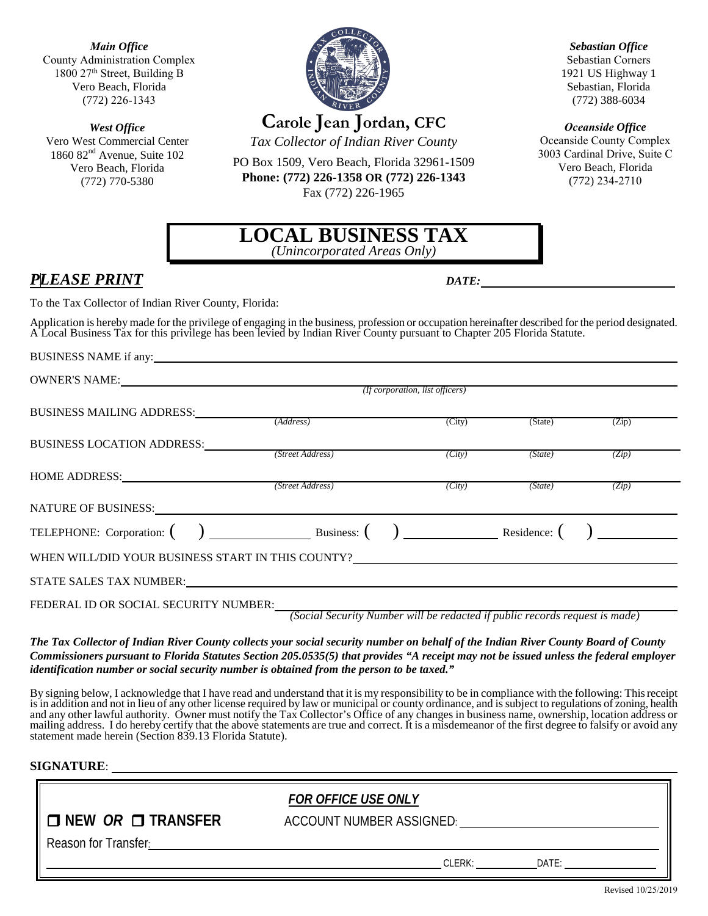**Main Office**
County Administration Complex
1800 27th Street, Building B
Vero Beach, Florida
(772) 226-1343

**West Office**
Vero West Commercial Center
1860 82nd Avenue, Suite 102
Vero Beach, Florida
(772) 770-5380

# Carole Jean Jordan, CFC

*Tax Collector of Indian River County*

PO Box 1509, Vero Beach, Florida 32961-1509
**Phone: (772) 226-1358 OR (772) 226-1343**
Fax (772) 226-1965

**Sebastian Office**
Sebastian Corners
1921 US Highway 1
Sebastian, Florida
(772) 388-6034

**Oceanside Office**
Oceanside County Complex
3003 Cardinal Drive, Suite C
Vero Beach, Florida
(772) 234-2710

# LOCAL BUSINESS TAX

*(Unincorporated Areas Only)*

***PLEASE PRINT*** **DATE:** ______________________

To the Tax Collector of Indian River County, Florida:

Application is hereby made for the privilege of engaging in the business, profession or occupation hereinafter described for the period designated. A Local Business Tax for this privilege has been levied by Indian River County pursuant to Chapter 205 Florida Statute.

BUSINESS NAME if any: ______________________

OWNER'S NAME: ______________________ *(If corporation, list officers)*

BUSINESS MAILING ADDRESS: ______________________ *(Address)* (City) (State) (Zip)

BUSINESS LOCATION ADDRESS: ______________________ *(Street Address)* *(City)* *(State)* *(Zip)*

HOME ADDRESS: ______________________ *(Street Address)* *(City)* *(State)* *(Zip)*

NATURE OF BUSINESS: ______________________

TELEPHONE: Corporation: ( ) __________ Business: ( ) __________ Residence: ( ) __________

WHEN WILL/DID YOUR BUSINESS START IN THIS COUNTY? ______________________

STATE SALES TAX NUMBER: ______________________

FEDERAL ID OR SOCIAL SECURITY NUMBER: ______________________ *(Social Security Number will be redacted if public records request is made)*

***The Tax Collector of Indian River County collects your social security number on behalf of the Indian River County Board of County Commissioners pursuant to Florida Statutes Section 205.0535(5) that provides "A receipt may not be issued unless the federal employer identification number or social security number is obtained from the person to be taxed."***

By signing below, I acknowledge that I have read and understand that it is my responsibility to be in compliance with the following: This receipt is in addition and not in lieu of any other license required by law or municipal or county ordinance, and is subject to regulations of zoning, health and any other lawful authority. Owner must notify the Tax Collector's Office of any changes in business name, ownership, location address or mailing address. I do hereby certify that the above statements are true and correct. It is a misdemeanor of the first degree to falsify or avoid any statement made herein (Section 839.13 Florida Statute).

**SIGNATURE**: ______________________

***FOR OFFICE USE ONLY***

☐ **NEW *OR* ☐ TRANSFER** ACCOUNT NUMBER ASSIGNED: ______________________

Reason for Transfer: ______________________

______________________ CLERK: __________ DATE: __________

Revised 10/25/2019